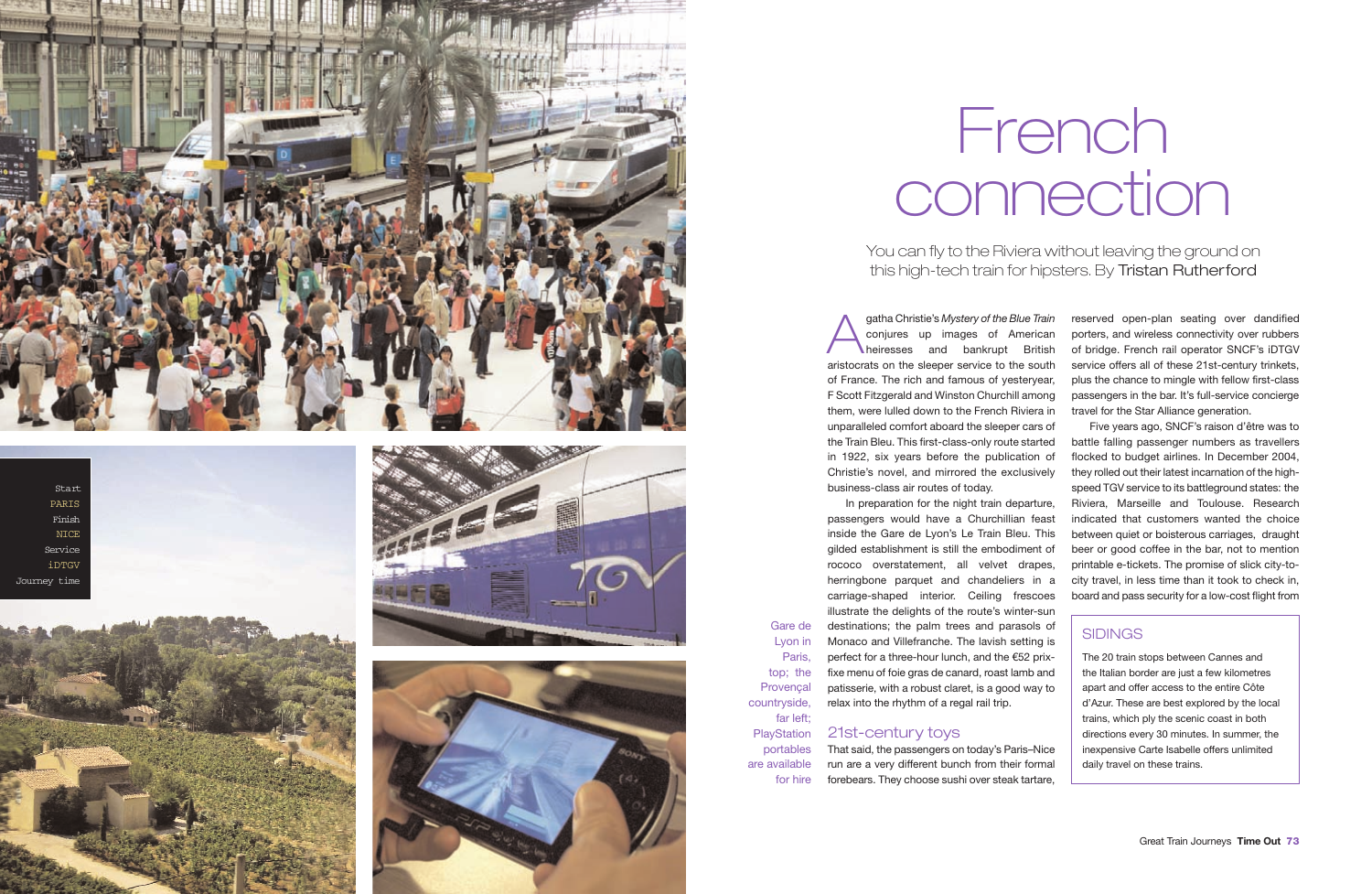Start
PARIS
Finish
NICE
Service
iDTGV
Journey time

# French connection

You can fly to the Riviera without leaving the ground on this high-tech train for hipsters. By Tristan Rutherford

Agatha Christie's *Mystery of the Blue Train* conjures up images of American heiresses and bankrupt British aristocrats on the sleeper service to the south of France. The rich and famous of yesteryear, F Scott Fitzgerald and Winston Churchill among them, were lulled down to the French Riviera in unparalleled comfort aboard the sleeper cars of the Train Bleu. This first-class-only route started in 1922, six years before the publication of Christie's novel, and mirrored the exclusively business-class air routes of today.

In preparation for the night train departure, passengers would have a Churchillian feast inside the Gare de Lyon's Le Train Bleu. This gilded establishment is still the embodiment of rococo overstatement, all velvet drapes, herringbone parquet and chandeliers in a carriage-shaped interior. Ceiling frescoes illustrate the delights of the route's winter-sun destinations; the palm trees and parasols of Monaco and Villefranche. The lavish setting is perfect for a three-hour lunch, and the €52 prix-fixe menu of foie gras de canard, roast lamb and patisserie, with a robust claret, is a good way to relax into the rhythm of a regal rail trip.

Gare de Lyon in Paris, top; the Provençal countryside, far left; PlayStation portables are available for hire

## 21st-century toys

That said, the passengers on today's Paris–Nice run are a very different bunch from their formal forebears. They choose sushi over steak tartare, reserved open-plan seating over dandified porters, and wireless connectivity over rubbers of bridge. French rail operator SNCF's iDTGV service offers all of these 21st-century trinkets, plus the chance to mingle with fellow first-class passengers in the bar. It's full-service concierge travel for the Star Alliance generation.

Five years ago, SNCF's raison d'être was to battle falling passenger numbers as travellers flocked to budget airlines. In December 2004, they rolled out their latest incarnation of the high-speed TGV service to its battleground states: the Riviera, Marseille and Toulouse. Research indicated that customers wanted the choice between quiet or boisterous carriages, draught beer or good coffee in the bar, not to mention printable e-tickets. The promise of slick city-to-city travel, in less time than it took to check in, board and pass security for a low-cost flight from

### SIDINGS

The 20 train stops between Cannes and the Italian border are just a few kilometres apart and offer access to the entire Côte d'Azur. These are best explored by the local trains, which ply the scenic coast in both directions every 30 minutes. In summer, the inexpensive Carte Isabelle offers unlimited daily travel on these trains.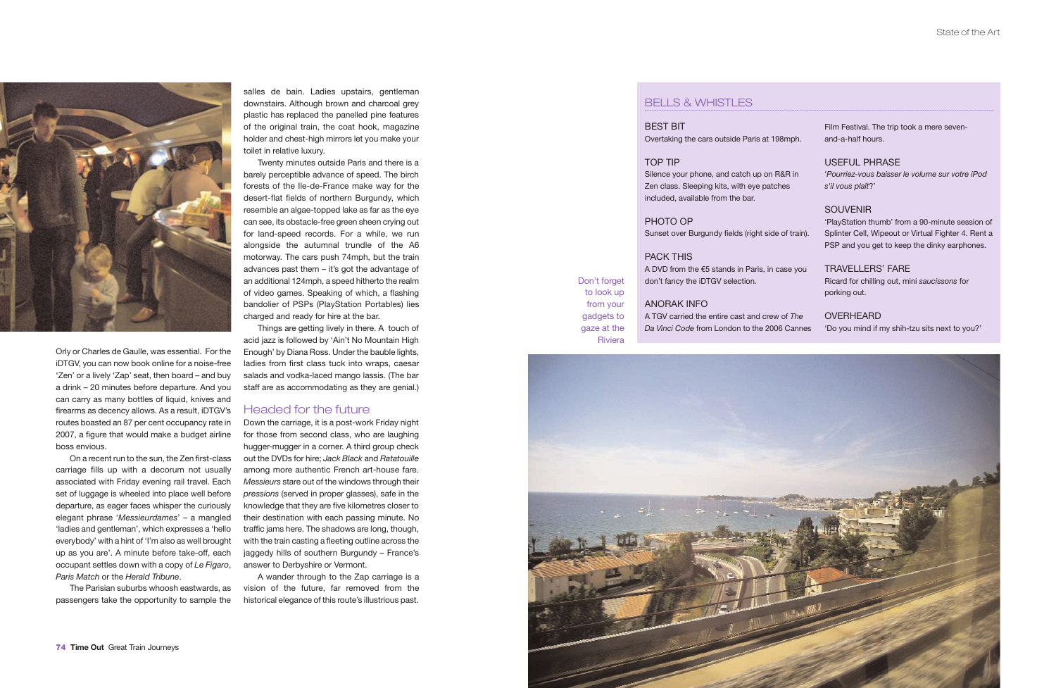Orly or Charles de Gaulle, was essential. For the iDTGV, you can now book online for a noise-free 'Zen' or a lively 'Zap' seat, then board – and buy a drink – 20 minutes before departure. And you can carry as many bottles of liquid, knives and firearms as decency allows. As a result, iDTGV's routes boasted an 87 per cent occupancy rate in 2007, a figure that would make a budget airline boss envious.

On a recent run to the sun, the Zen first-class carriage fills up with a decorum not usually associated with Friday evening rail travel. Each set of luggage is wheeled into place well before departure, as eager faces whisper the curiously elegant phrase '*Messieurdames*' – a mangled 'ladies and gentleman', which expresses a 'hello everybody' with a hint of 'I'm also as well brought up as you are'. A minute before take-off, each occupant settles down with a copy of *Le Figaro*, *Paris Match* or the *Herald Tribune*.

The Parisian suburbs whoosh eastwards, as passengers take the opportunity to sample the salles de bain. Ladies upstairs, gentleman downstairs. Although brown and charcoal grey plastic has replaced the panelled pine features of the original train, the coat hook, magazine holder and chest-high mirrors let you make your toilet in relative luxury.

Twenty minutes outside Paris and there is a barely perceptible advance of speed. The birch forests of the Ile-de-France make way for the desert-flat fields of northern Burgundy, which resemble an algae-topped lake as far as the eye can see, its obstacle-free green sheen crying out for land-speed records. For a while, we run alongside the autumnal trundle of the A6 motorway. The cars push 74mph, but the train advances past them – it's got the advantage of an additional 124mph, a speed hitherto the realm of video games. Speaking of which, a flashing bandolier of PSPs (PlayStation Portables) lies charged and ready for hire at the bar.

Things are getting lively in there. A touch of acid jazz is followed by 'Ain't No Mountain High Enough' by Diana Ross. Under the bauble lights, ladies from first class tuck into wraps, caesar salads and vodka-laced mango lassis. (The bar staff are as accommodating as they are genial.)

## Headed for the future

Down the carriage, it is a post-work Friday night for those from second class, who are laughing hugger-mugger in a corner. A third group check out the DVDs for hire; *Jack Black* and *Ratatouille* among more authentic French art-house fare. *Messieurs* stare out of the windows through their *pressions* (served in proper glasses), safe in the knowledge that they are five kilometres closer to their destination with each passing minute. No traffic jams here. The shadows are long, though, with the train casting a fleeting outline across the jaggedy hills of southern Burgundy – France's answer to Derbyshire or Vermont.

A wander through to the Zap carriage is a vision of the future, far removed from the historical elegance of this route's illustrious past.

Don't forget to look up from your gadgets to gaze at the Riviera

## BELLS & WHISTLES

**BEST BIT**
Overtaking the cars outside Paris at 198mph.

**TOP TIP**
Silence your phone, and catch up on R&R in Zen class. Sleeping kits, with eye patches included, available from the bar.

**PHOTO OP**
Sunset over Burgundy fields (right side of train).

**PACK THIS**
A DVD from the €5 stands in Paris, in case you don't fancy the iDTGV selection.

**ANORAK INFO**
A TGV carried the entire cast and crew of *The Da Vinci Code* from London to the 2006 Cannes Film Festival. The trip took a mere seven-and-a-half hours.

**USEFUL PHRASE**
'*Pourriez-vous baisser le volume sur votre iPod s'il vous plaît?*'

**SOUVENIR**
'PlayStation thumb' from a 90-minute session of Splinter Cell, Wipeout or Virtual Fighter 4. Rent a PSP and you get to keep the dinky earphones.

**TRAVELLERS' FARE**
Ricard for chilling out, mini *saucissons* for porking out.

**OVERHEARD**
'Do you mind if my shih-tzu sits next to you?'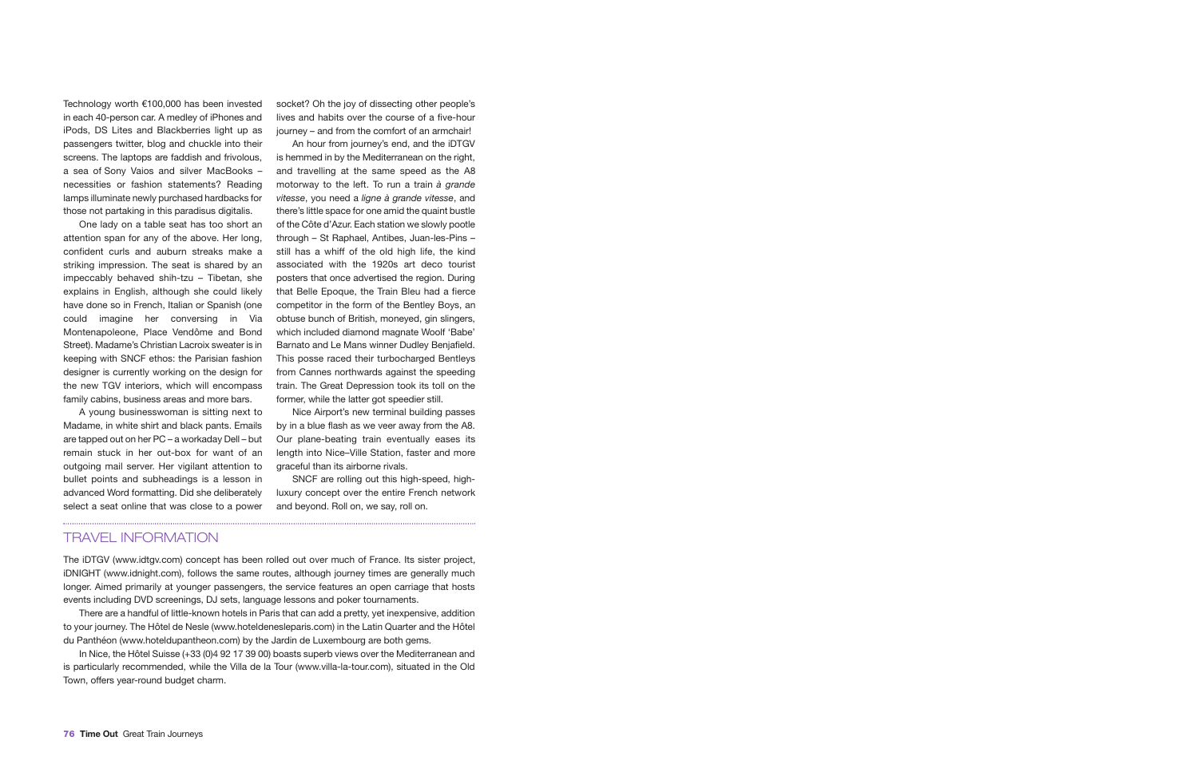Technology worth €100,000 has been invested in each 40-person car. A medley of iPhones and iPods, DS Lites and Blackberries light up as passengers twitter, blog and chuckle into their screens. The laptops are faddish and frivolous, a sea of Sony Vaios and silver MacBooks – necessities or fashion statements? Reading lamps illuminate newly purchased hardbacks for those not partaking in this paradisus digitalis.

One lady on a table seat has too short an attention span for any of the above. Her long, confident curls and auburn streaks make a striking impression. The seat is shared by an impeccably behaved shih-tzu – Tibetan, she explains in English, although she could likely have done so in French, Italian or Spanish (one could imagine her conversing in Via Montenapoleone, Place Vendôme and Bond Street). Madame's Christian Lacroix sweater is in keeping with SNCF ethos: the Parisian fashion designer is currently working on the design for the new TGV interiors, which will encompass family cabins, business areas and more bars.

A young businesswoman is sitting next to Madame, in white shirt and black pants. Emails are tapped out on her PC – a workaday Dell – but remain stuck in her out-box for want of an outgoing mail server. Her vigilant attention to bullet points and subheadings is a lesson in advanced Word formatting. Did she deliberately select a seat online that was close to a power socket? Oh the joy of dissecting other people's lives and habits over the course of a five-hour journey – and from the comfort of an armchair!

An hour from journey's end, and the iDTGV is hemmed in by the Mediterranean on the right, and travelling at the same speed as the A8 motorway to the left. To run a train *à grande vitesse*, you need a *ligne à grande vitesse*, and there's little space for one amid the quaint bustle of the Côte d'Azur. Each station we slowly pootle through – St Raphael, Antibes, Juan-les-Pins – still has a whiff of the old high life, the kind associated with the 1920s art deco tourist posters that once advertised the region. During that Belle Epoque, the Train Bleu had a fierce competitor in the form of the Bentley Boys, an obtuse bunch of British, moneyed, gin slingers, which included diamond magnate Woolf 'Babe' Barnato and Le Mans winner Dudley Benjafield. This posse raced their turbocharged Bentleys from Cannes northwards against the speeding train. The Great Depression took its toll on the former, while the latter got speedier still.

Nice Airport's new terminal building passes by in a blue flash as we veer away from the A8. Our plane-beating train eventually eases its length into Nice–Ville Station, faster and more graceful than its airborne rivals.

SNCF are rolling out this high-speed, high-luxury concept over the entire French network and beyond. Roll on, we say, roll on.

## TRAVEL INFORMATION

The iDTGV (www.idtgv.com) concept has been rolled out over much of France. Its sister project, iDNIGHT (www.idnight.com), follows the same routes, although journey times are generally much longer. Aimed primarily at younger passengers, the service features an open carriage that hosts events including DVD screenings, DJ sets, language lessons and poker tournaments.

There are a handful of little-known hotels in Paris that can add a pretty, yet inexpensive, addition to your journey. The Hôtel de Nesle (www.hoteldenesleparis.com) in the Latin Quarter and the Hôtel du Panthéon (www.hoteldupantheon.com) by the Jardin de Luxembourg are both gems.

In Nice, the Hôtel Suisse (+33 (0)4 92 17 39 00) boasts superb views over the Mediterranean and is particularly recommended, while the Villa de la Tour (www.villa-la-tour.com), situated in the Old Town, offers year-round budget charm.